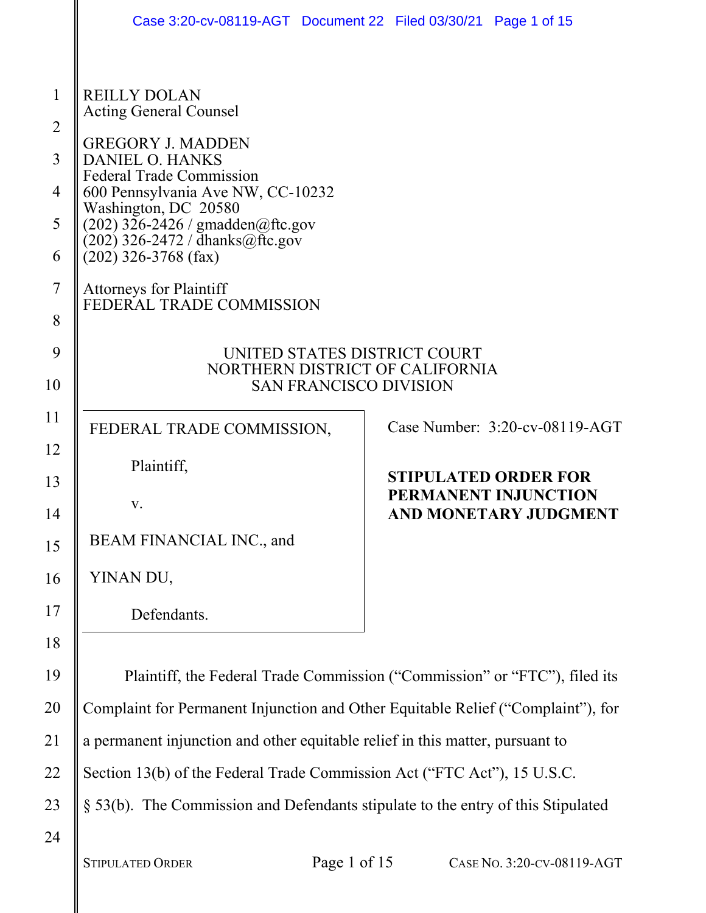REILLY DOLAN
Acting General Counsel

GREGORY J. MADDEN
DANIEL O. HANKS
Federal Trade Commission
600 Pennsylvania Ave NW, CC-10232
Washington, DC 20580
(202) 326-2426 / gmadden@ftc.gov
(202) 326-2472 / dhanks@ftc.gov
(202) 326-3768 (fax)

Attorneys for Plaintiff
FEDERAL TRADE COMMISSION

UNITED STATES DISTRICT COURT
NORTHERN DISTRICT OF CALIFORNIA
SAN FRANCISCO DIVISION

| | |
|---|---|
| FEDERAL TRADE COMMISSION,<br><br>Plaintiff,<br><br>v.<br><br>BEAM FINANCIAL INC., and<br><br>YINAN DU,<br><br>Defendants. | Case Number: 3:20-cv-08119-AGT<br><br>**STIPULATED ORDER FOR PERMANENT INJUNCTION AND MONETARY JUDGMENT** |

Plaintiff, the Federal Trade Commission ("Commission" or "FTC"), filed its Complaint for Permanent Injunction and Other Equitable Relief ("Complaint"), for a permanent injunction and other equitable relief in this matter, pursuant to Section 13(b) of the Federal Trade Commission Act ("FTC Act"), 15 U.S.C. § 53(b). The Commission and Defendants stipulate to the entry of this Stipulated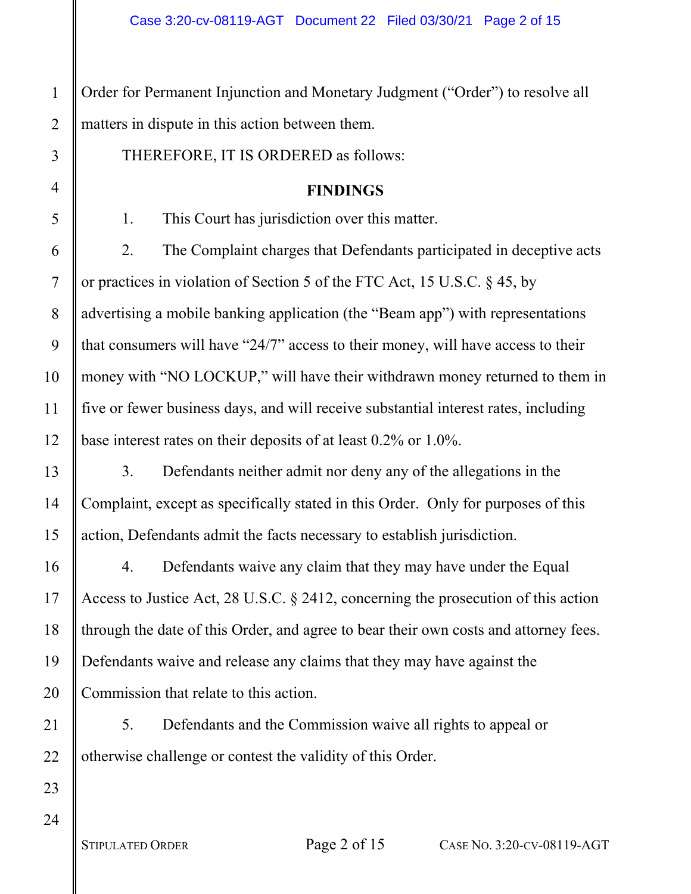Order for Permanent Injunction and Monetary Judgment ("Order") to resolve all matters in dispute in this action between them.

THEREFORE, IT IS ORDERED as follows:

## FINDINGS

1. This Court has jurisdiction over this matter.

2. The Complaint charges that Defendants participated in deceptive acts or practices in violation of Section 5 of the FTC Act, 15 U.S.C. § 45, by advertising a mobile banking application (the "Beam app") with representations that consumers will have "24/7" access to their money, will have access to their money with "NO LOCKUP," will have their withdrawn money returned to them in five or fewer business days, and will receive substantial interest rates, including base interest rates on their deposits of at least 0.2% or 1.0%.

3. Defendants neither admit nor deny any of the allegations in the Complaint, except as specifically stated in this Order. Only for purposes of this action, Defendants admit the facts necessary to establish jurisdiction.

4. Defendants waive any claim that they may have under the Equal Access to Justice Act, 28 U.S.C. § 2412, concerning the prosecution of this action through the date of this Order, and agree to bear their own costs and attorney fees. Defendants waive and release any claims that they may have against the Commission that relate to this action.

5. Defendants and the Commission waive all rights to appeal or otherwise challenge or contest the validity of this Order.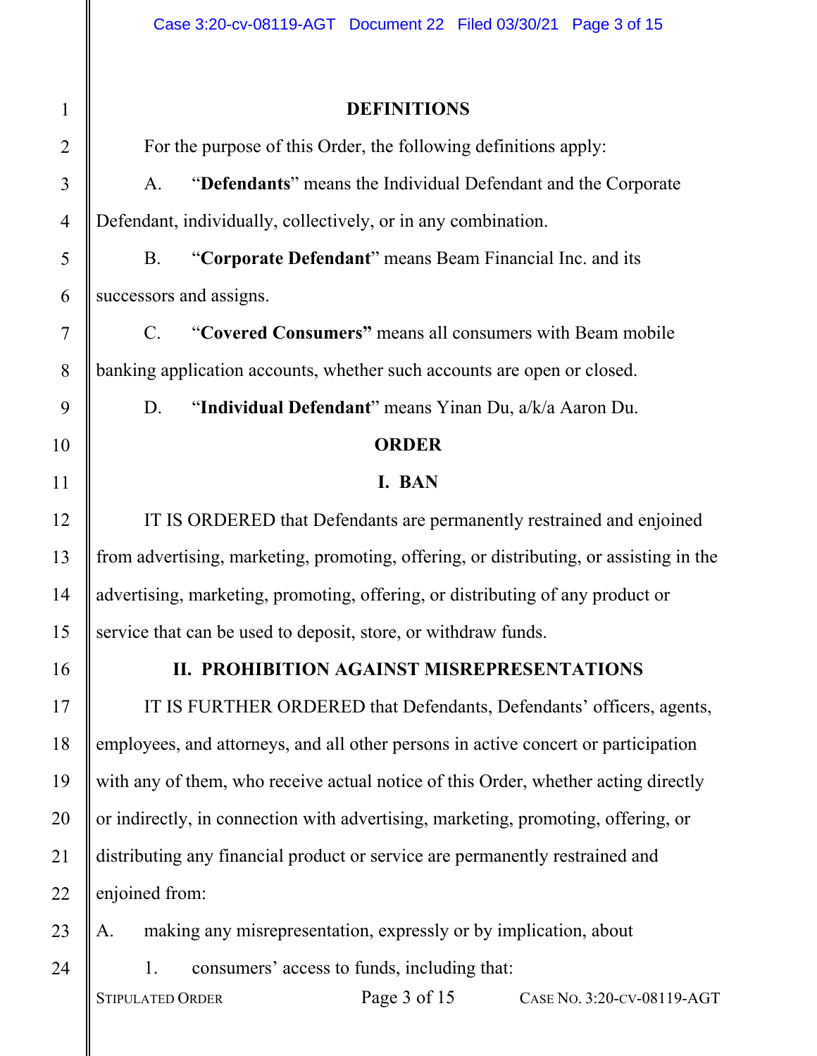## DEFINITIONS

For the purpose of this Order, the following definitions apply:

A. "**Defendants**" means the Individual Defendant and the Corporate Defendant, individually, collectively, or in any combination.

B. "**Corporate Defendant**" means Beam Financial Inc. and its successors and assigns.

C. "**Covered Consumers"** means all consumers with Beam mobile banking application accounts, whether such accounts are open or closed.

D. "**Individual Defendant**" means Yinan Du, a/k/a Aaron Du.

## ORDER

### I. BAN

IT IS ORDERED that Defendants are permanently restrained and enjoined from advertising, marketing, promoting, offering, or distributing, or assisting in the advertising, marketing, promoting, offering, or distributing of any product or service that can be used to deposit, store, or withdraw funds.

### II. PROHIBITION AGAINST MISREPRESENTATIONS

IT IS FURTHER ORDERED that Defendants, Defendants' officers, agents, employees, and attorneys, and all other persons in active concert or participation with any of them, who receive actual notice of this Order, whether acting directly or indirectly, in connection with advertising, marketing, promoting, offering, or distributing any financial product or service are permanently restrained and enjoined from:

A. making any misrepresentation, expressly or by implication, about

1. consumers' access to funds, including that: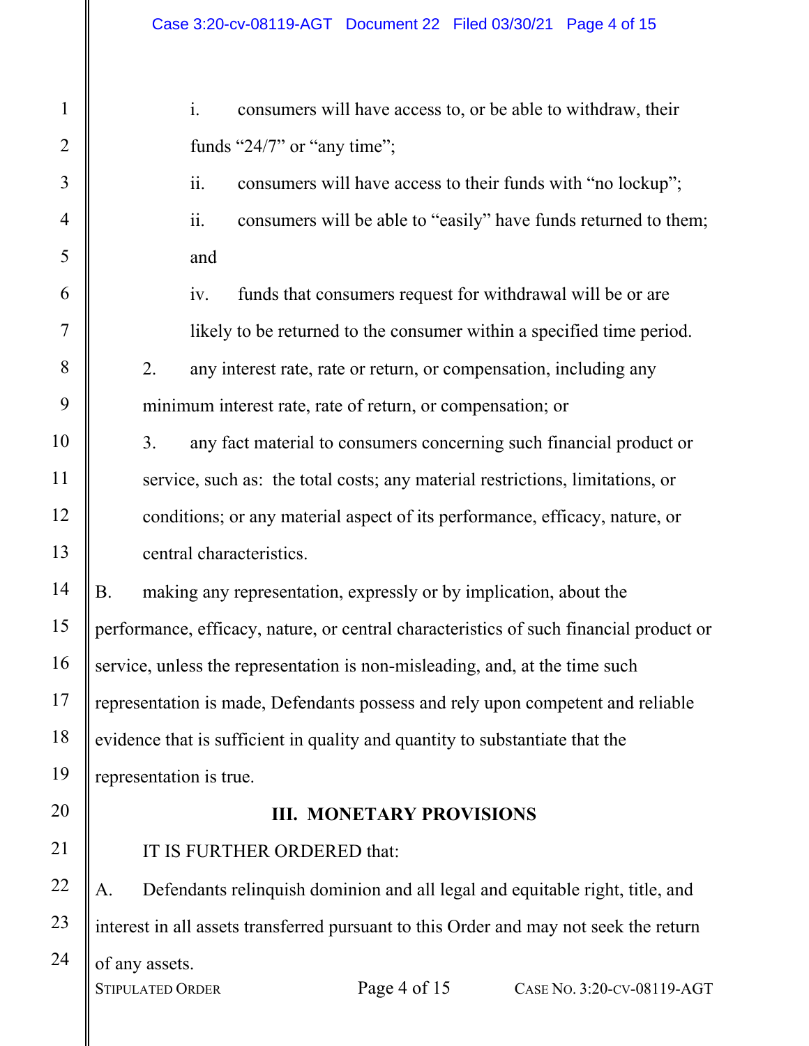i. consumers will have access to, or be able to withdraw, their funds "24/7" or "any time";

ii. consumers will have access to their funds with "no lockup";

ii. consumers will be able to "easily" have funds returned to them; and

iv. funds that consumers request for withdrawal will be or are likely to be returned to the consumer within a specified time period.

2. any interest rate, rate or return, or compensation, including any minimum interest rate, rate of return, or compensation; or

3. any fact material to consumers concerning such financial product or service, such as: the total costs; any material restrictions, limitations, or conditions; or any material aspect of its performance, efficacy, nature, or central characteristics.

B. making any representation, expressly or by implication, about the performance, efficacy, nature, or central characteristics of such financial product or service, unless the representation is non-misleading, and, at the time such representation is made, Defendants possess and rely upon competent and reliable evidence that is sufficient in quality and quantity to substantiate that the representation is true.

## III. MONETARY PROVISIONS

IT IS FURTHER ORDERED that:

A. Defendants relinquish dominion and all legal and equitable right, title, and interest in all assets transferred pursuant to this Order and may not seek the return of any assets.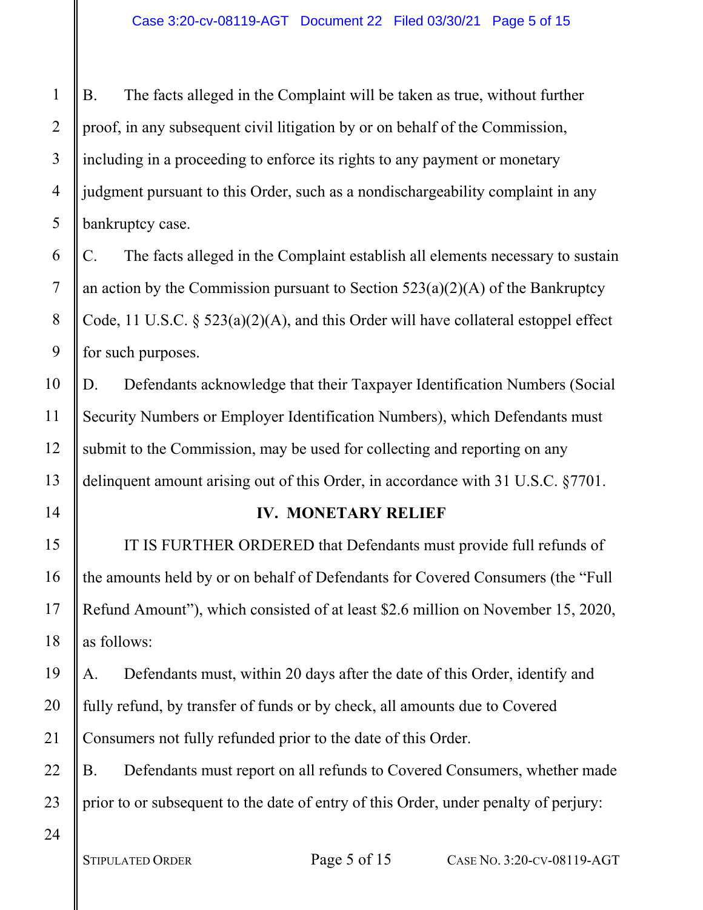B. The facts alleged in the Complaint will be taken as true, without further proof, in any subsequent civil litigation by or on behalf of the Commission, including in a proceeding to enforce its rights to any payment or monetary judgment pursuant to this Order, such as a nondischargeability complaint in any bankruptcy case.

C. The facts alleged in the Complaint establish all elements necessary to sustain an action by the Commission pursuant to Section 523(a)(2)(A) of the Bankruptcy Code, 11 U.S.C. § 523(a)(2)(A), and this Order will have collateral estoppel effect for such purposes.

D. Defendants acknowledge that their Taxpayer Identification Numbers (Social Security Numbers or Employer Identification Numbers), which Defendants must submit to the Commission, may be used for collecting and reporting on any delinquent amount arising out of this Order, in accordance with 31 U.S.C. §7701.

## IV. MONETARY RELIEF

IT IS FURTHER ORDERED that Defendants must provide full refunds of the amounts held by or on behalf of Defendants for Covered Consumers (the "Full Refund Amount"), which consisted of at least $2.6 million on November 15, 2020, as follows:

A. Defendants must, within 20 days after the date of this Order, identify and fully refund, by transfer of funds or by check, all amounts due to Covered Consumers not fully refunded prior to the date of this Order.

B. Defendants must report on all refunds to Covered Consumers, whether made prior to or subsequent to the date of entry of this Order, under penalty of perjury: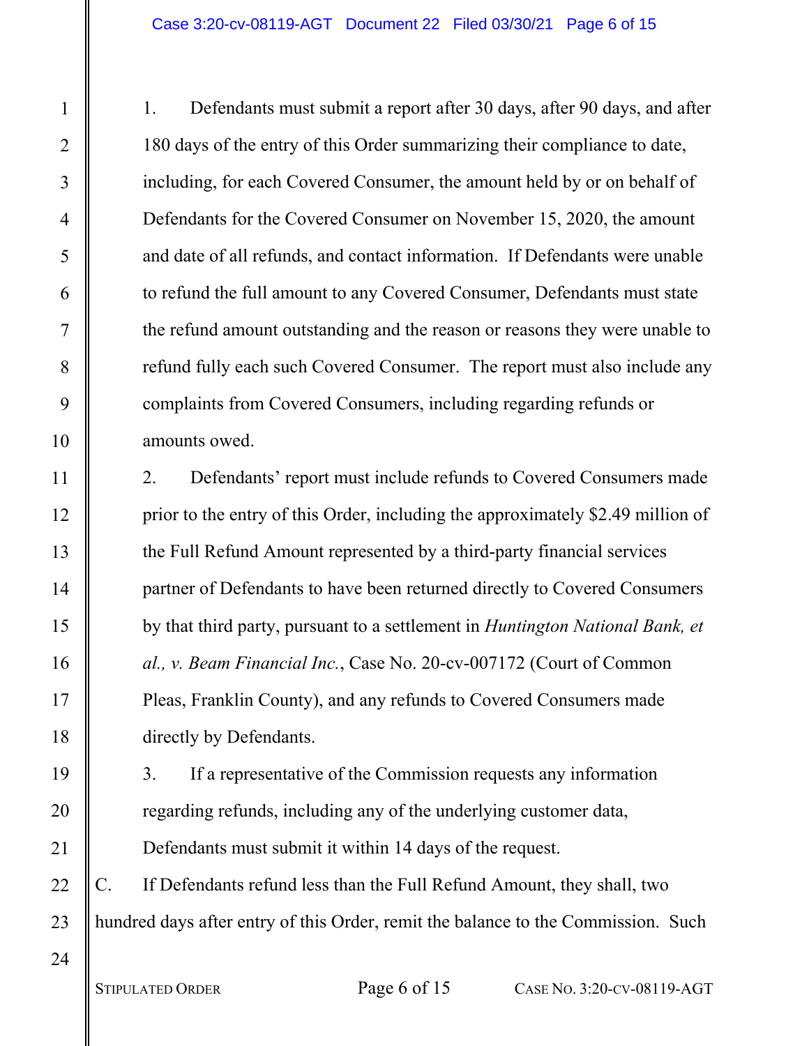1. Defendants must submit a report after 30 days, after 90 days, and after 180 days of the entry of this Order summarizing their compliance to date, including, for each Covered Consumer, the amount held by or on behalf of Defendants for the Covered Consumer on November 15, 2020, the amount and date of all refunds, and contact information. If Defendants were unable to refund the full amount to any Covered Consumer, Defendants must state the refund amount outstanding and the reason or reasons they were unable to refund fully each such Covered Consumer. The report must also include any complaints from Covered Consumers, including regarding refunds or amounts owed.

2. Defendants' report must include refunds to Covered Consumers made prior to the entry of this Order, including the approximately $2.49 million of the Full Refund Amount represented by a third-party financial services partner of Defendants to have been returned directly to Covered Consumers by that third party, pursuant to a settlement in *Huntington National Bank, et al., v. Beam Financial Inc.*, Case No. 20-cv-007172 (Court of Common Pleas, Franklin County), and any refunds to Covered Consumers made directly by Defendants.

3. If a representative of the Commission requests any information regarding refunds, including any of the underlying customer data, Defendants must submit it within 14 days of the request.

C. If Defendants refund less than the Full Refund Amount, they shall, two hundred days after entry of this Order, remit the balance to the Commission. Such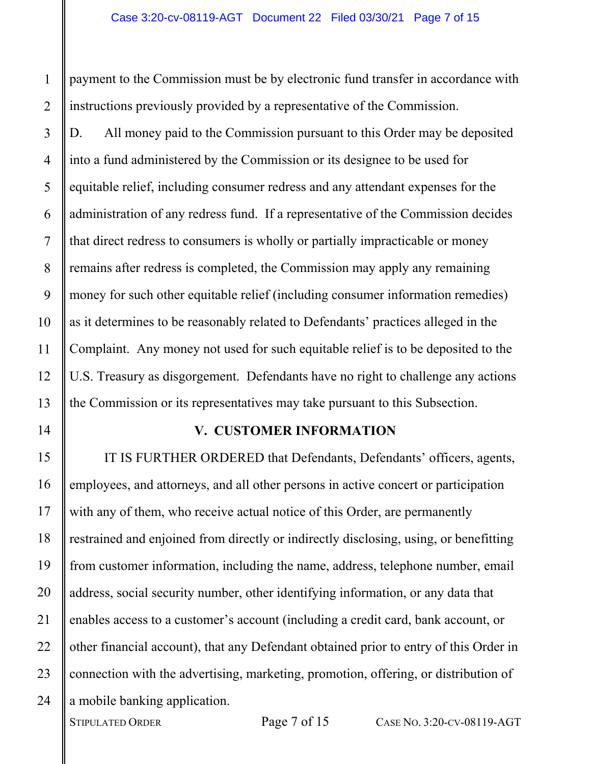payment to the Commission must be by electronic fund transfer in accordance with instructions previously provided by a representative of the Commission.

D. All money paid to the Commission pursuant to this Order may be deposited into a fund administered by the Commission or its designee to be used for equitable relief, including consumer redress and any attendant expenses for the administration of any redress fund. If a representative of the Commission decides that direct redress to consumers is wholly or partially impracticable or money remains after redress is completed, the Commission may apply any remaining money for such other equitable relief (including consumer information remedies) as it determines to be reasonably related to Defendants' practices alleged in the Complaint. Any money not used for such equitable relief is to be deposited to the U.S. Treasury as disgorgement. Defendants have no right to challenge any actions the Commission or its representatives may take pursuant to this Subsection.

## V. CUSTOMER INFORMATION

IT IS FURTHER ORDERED that Defendants, Defendants' officers, agents, employees, and attorneys, and all other persons in active concert or participation with any of them, who receive actual notice of this Order, are permanently restrained and enjoined from directly or indirectly disclosing, using, or benefitting from customer information, including the name, address, telephone number, email address, social security number, other identifying information, or any data that enables access to a customer's account (including a credit card, bank account, or other financial account), that any Defendant obtained prior to entry of this Order in connection with the advertising, marketing, promotion, offering, or distribution of a mobile banking application.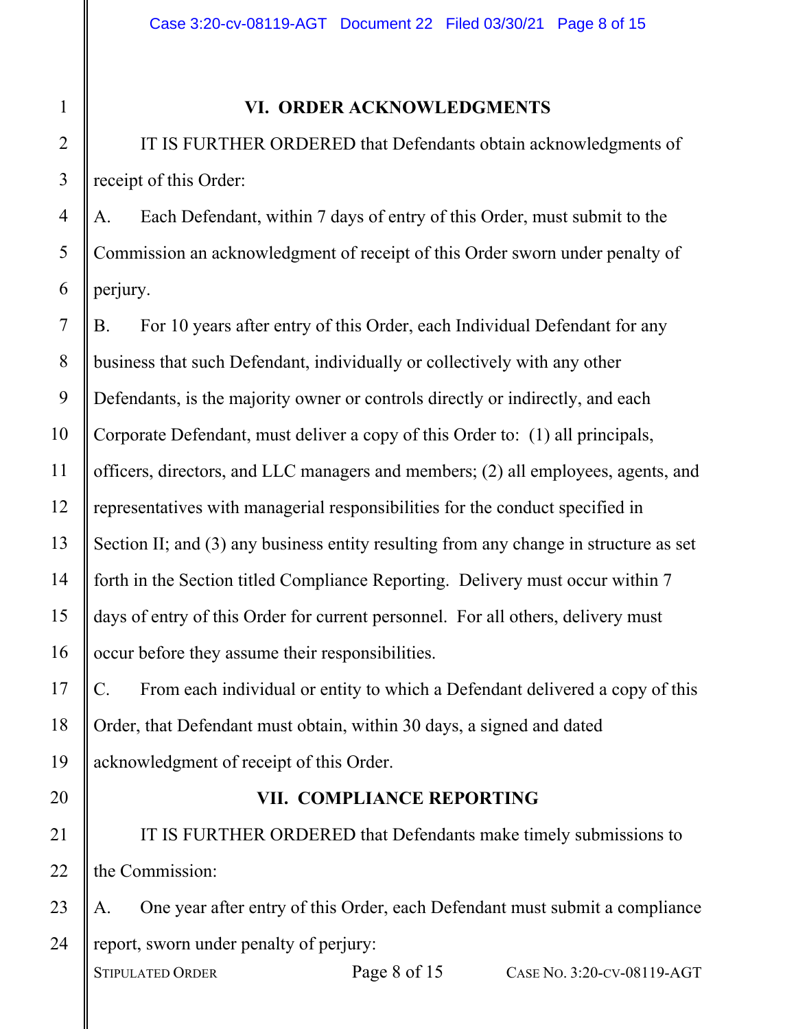## VI. ORDER ACKNOWLEDGMENTS

IT IS FURTHER ORDERED that Defendants obtain acknowledgments of receipt of this Order:

A. Each Defendant, within 7 days of entry of this Order, must submit to the Commission an acknowledgment of receipt of this Order sworn under penalty of perjury.

B. For 10 years after entry of this Order, each Individual Defendant for any business that such Defendant, individually or collectively with any other Defendants, is the majority owner or controls directly or indirectly, and each Corporate Defendant, must deliver a copy of this Order to: (1) all principals, officers, directors, and LLC managers and members; (2) all employees, agents, and representatives with managerial responsibilities for the conduct specified in Section II; and (3) any business entity resulting from any change in structure as set forth in the Section titled Compliance Reporting. Delivery must occur within 7 days of entry of this Order for current personnel. For all others, delivery must occur before they assume their responsibilities.

C. From each individual or entity to which a Defendant delivered a copy of this Order, that Defendant must obtain, within 30 days, a signed and dated acknowledgment of receipt of this Order.

## VII. COMPLIANCE REPORTING

IT IS FURTHER ORDERED that Defendants make timely submissions to the Commission:

A. One year after entry of this Order, each Defendant must submit a compliance report, sworn under penalty of perjury: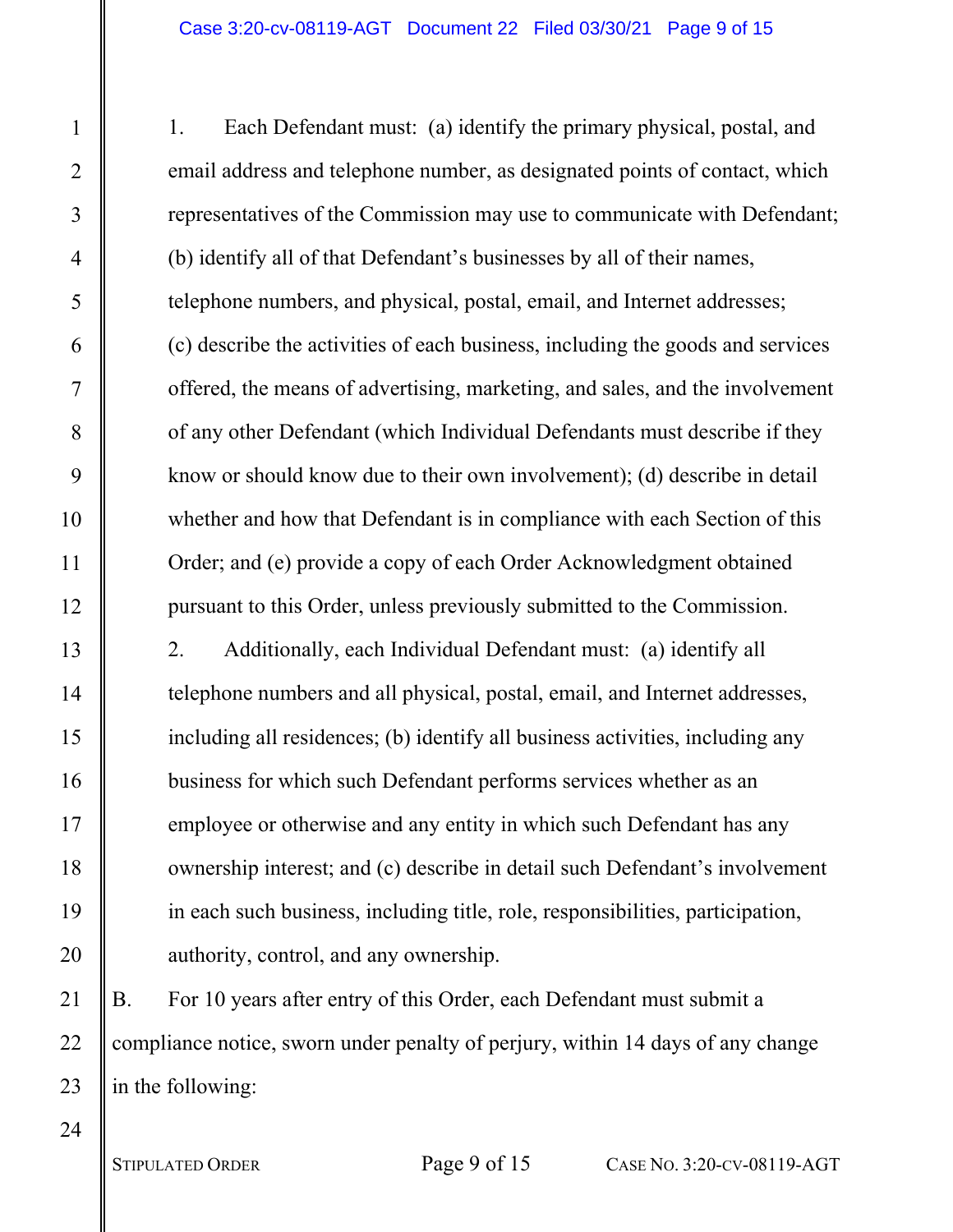1. Each Defendant must: (a) identify the primary physical, postal, and email address and telephone number, as designated points of contact, which representatives of the Commission may use to communicate with Defendant; (b) identify all of that Defendant's businesses by all of their names, telephone numbers, and physical, postal, email, and Internet addresses; (c) describe the activities of each business, including the goods and services offered, the means of advertising, marketing, and sales, and the involvement of any other Defendant (which Individual Defendants must describe if they know or should know due to their own involvement); (d) describe in detail whether and how that Defendant is in compliance with each Section of this Order; and (e) provide a copy of each Order Acknowledgment obtained pursuant to this Order, unless previously submitted to the Commission.

2. Additionally, each Individual Defendant must: (a) identify all telephone numbers and all physical, postal, email, and Internet addresses, including all residences; (b) identify all business activities, including any business for which such Defendant performs services whether as an employee or otherwise and any entity in which such Defendant has any ownership interest; and (c) describe in detail such Defendant's involvement in each such business, including title, role, responsibilities, participation, authority, control, and any ownership.

B. For 10 years after entry of this Order, each Defendant must submit a compliance notice, sworn under penalty of perjury, within 14 days of any change in the following: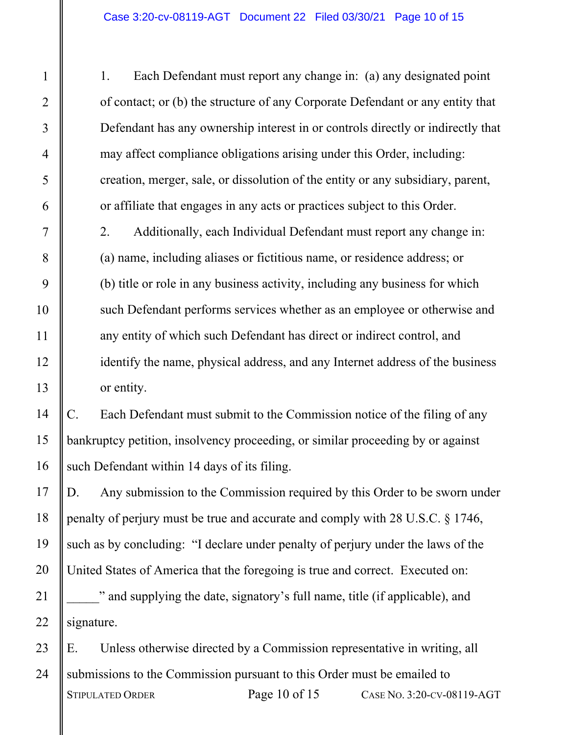1. Each Defendant must report any change in: (a) any designated point of contact; or (b) the structure of any Corporate Defendant or any entity that Defendant has any ownership interest in or controls directly or indirectly that may affect compliance obligations arising under this Order, including: creation, merger, sale, or dissolution of the entity or any subsidiary, parent, or affiliate that engages in any acts or practices subject to this Order.

2. Additionally, each Individual Defendant must report any change in: (a) name, including aliases or fictitious name, or residence address; or (b) title or role in any business activity, including any business for which such Defendant performs services whether as an employee or otherwise and any entity of which such Defendant has direct or indirect control, and identify the name, physical address, and any Internet address of the business or entity.

C. Each Defendant must submit to the Commission notice of the filing of any bankruptcy petition, insolvency proceeding, or similar proceeding by or against such Defendant within 14 days of its filing.

D. Any submission to the Commission required by this Order to be sworn under penalty of perjury must be true and accurate and comply with 28 U.S.C. § 1746, such as by concluding: "I declare under penalty of perjury under the laws of the United States of America that the foregoing is true and correct. Executed on: _____" and supplying the date, signatory's full name, title (if applicable), and signature.

E. Unless otherwise directed by a Commission representative in writing, all submissions to the Commission pursuant to this Order must be emailed to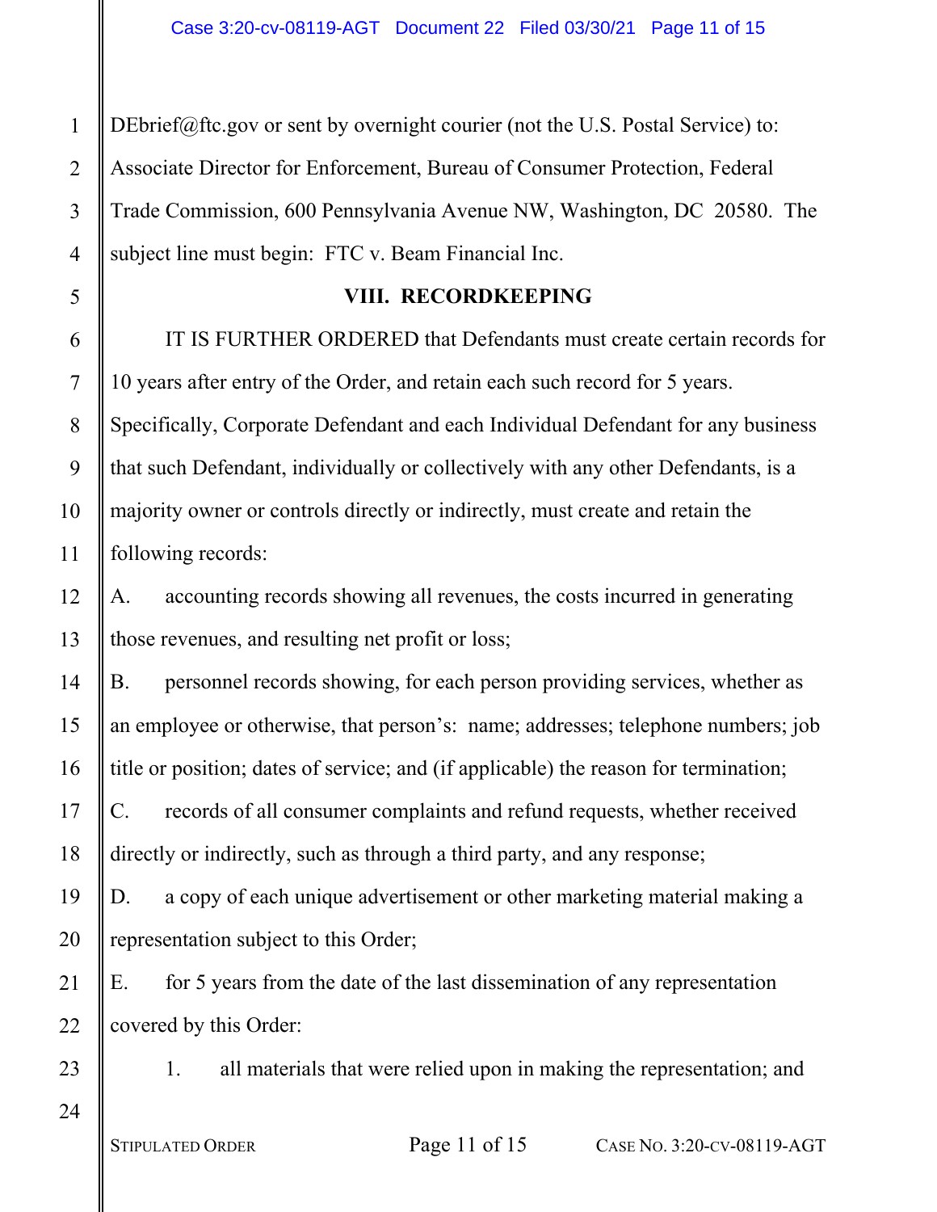DEbrief@ftc.gov or sent by overnight courier (not the U.S. Postal Service) to: Associate Director for Enforcement, Bureau of Consumer Protection, Federal Trade Commission, 600 Pennsylvania Avenue NW, Washington, DC 20580. The subject line must begin: FTC v. Beam Financial Inc.

## VIII. RECORDKEEPING

IT IS FURTHER ORDERED that Defendants must create certain records for 10 years after entry of the Order, and retain each such record for 5 years. Specifically, Corporate Defendant and each Individual Defendant for any business that such Defendant, individually or collectively with any other Defendants, is a majority owner or controls directly or indirectly, must create and retain the following records:

A. accounting records showing all revenues, the costs incurred in generating those revenues, and resulting net profit or loss;

B. personnel records showing, for each person providing services, whether as an employee or otherwise, that person's: name; addresses; telephone numbers; job title or position; dates of service; and (if applicable) the reason for termination;

C. records of all consumer complaints and refund requests, whether received directly or indirectly, such as through a third party, and any response;

D. a copy of each unique advertisement or other marketing material making a representation subject to this Order;

E. for 5 years from the date of the last dissemination of any representation covered by this Order:

1. all materials that were relied upon in making the representation; and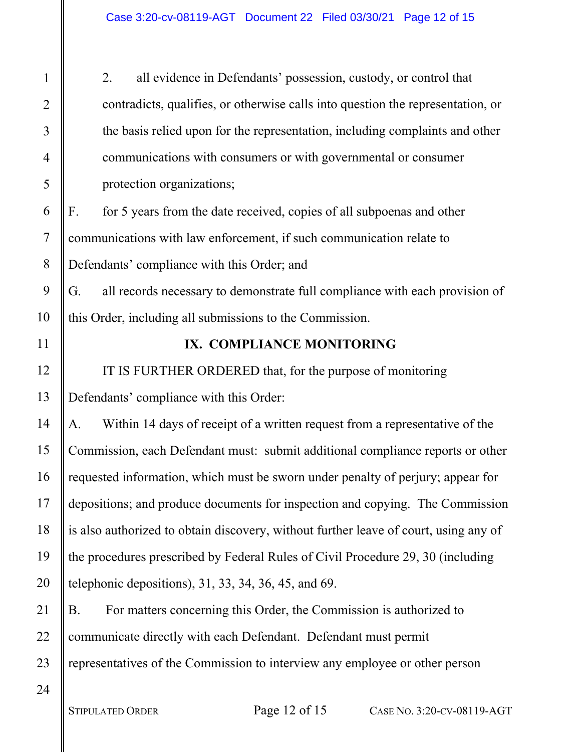2. all evidence in Defendants' possession, custody, or control that contradicts, qualifies, or otherwise calls into question the representation, or the basis relied upon for the representation, including complaints and other communications with consumers or with governmental or consumer protection organizations;

F. for 5 years from the date received, copies of all subpoenas and other communications with law enforcement, if such communication relate to Defendants' compliance with this Order; and

G. all records necessary to demonstrate full compliance with each provision of this Order, including all submissions to the Commission.

## IX. COMPLIANCE MONITORING

IT IS FURTHER ORDERED that, for the purpose of monitoring Defendants' compliance with this Order:

A. Within 14 days of receipt of a written request from a representative of the Commission, each Defendant must: submit additional compliance reports or other requested information, which must be sworn under penalty of perjury; appear for depositions; and produce documents for inspection and copying. The Commission is also authorized to obtain discovery, without further leave of court, using any of the procedures prescribed by Federal Rules of Civil Procedure 29, 30 (including telephonic depositions), 31, 33, 34, 36, 45, and 69.

B. For matters concerning this Order, the Commission is authorized to communicate directly with each Defendant. Defendant must permit representatives of the Commission to interview any employee or other person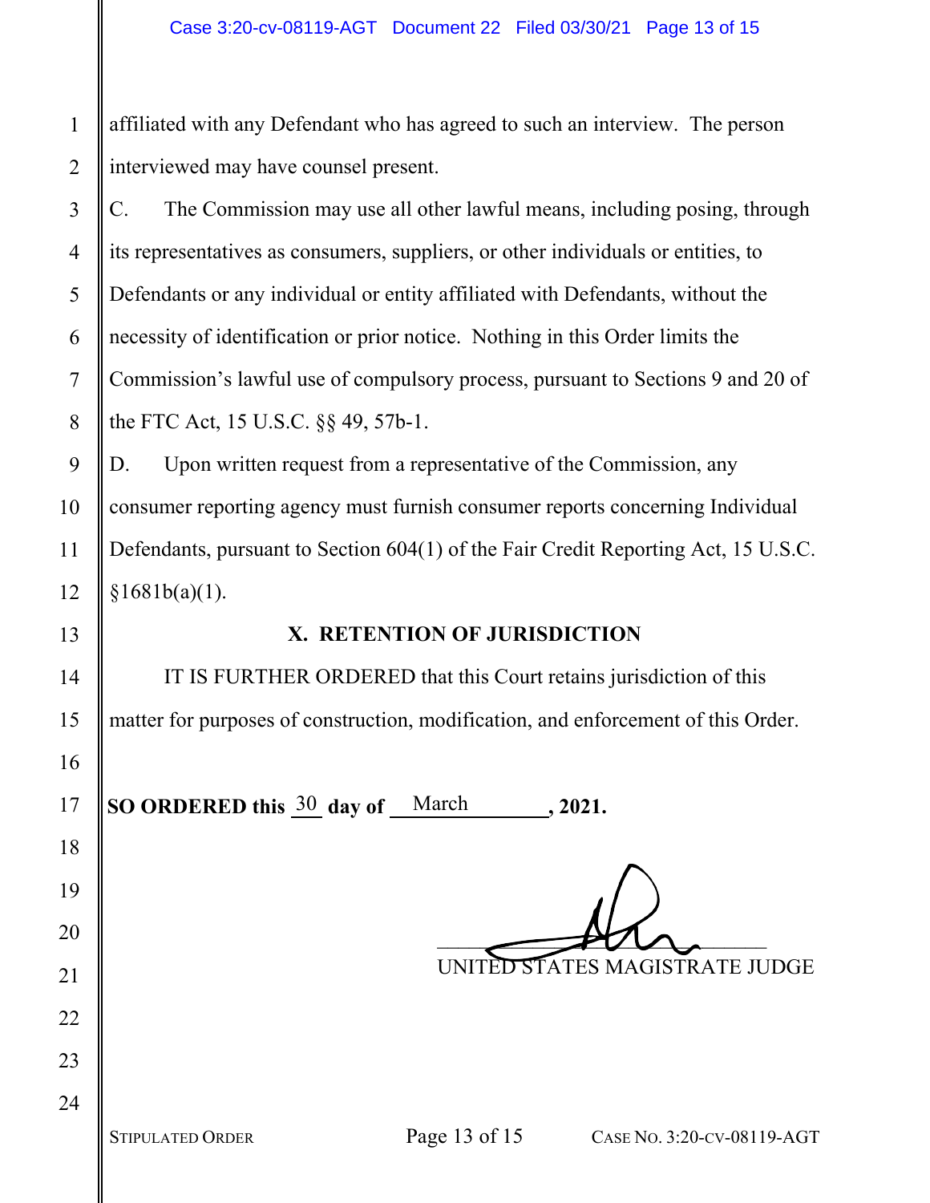affiliated with any Defendant who has agreed to such an interview. The person interviewed may have counsel present.

C. The Commission may use all other lawful means, including posing, through its representatives as consumers, suppliers, or other individuals or entities, to Defendants or any individual or entity affiliated with Defendants, without the necessity of identification or prior notice. Nothing in this Order limits the Commission's lawful use of compulsory process, pursuant to Sections 9 and 20 of the FTC Act, 15 U.S.C. §§ 49, 57b-1.

D. Upon written request from a representative of the Commission, any consumer reporting agency must furnish consumer reports concerning Individual Defendants, pursuant to Section 604(1) of the Fair Credit Reporting Act, 15 U.S.C. §1681b(a)(1).

## X. RETENTION OF JURISDICTION

IT IS FURTHER ORDERED that this Court retains jurisdiction of this matter for purposes of construction, modification, and enforcement of this Order.

**SO ORDERED this 30 day of March, 2021.**

UNITED STATES MAGISTRATE JUDGE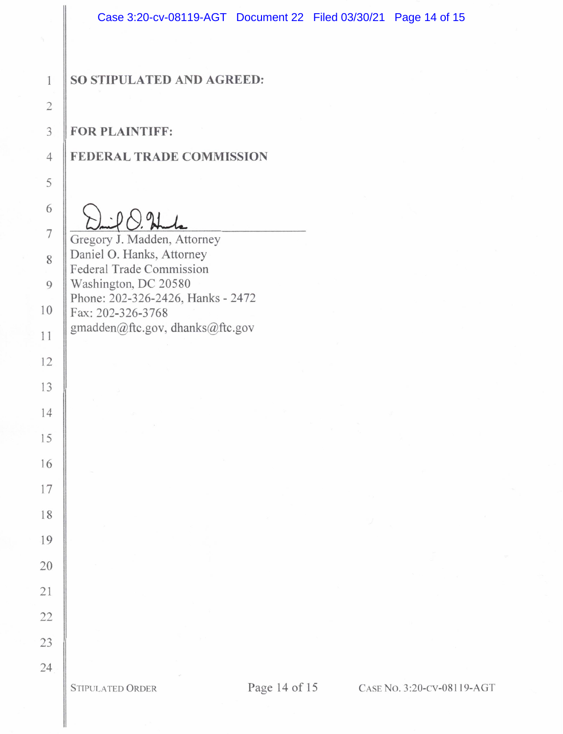**SO STIPULATED AND AGREED:**

**FOR PLAINTIFF:**

**FEDERAL TRADE COMMISSION**

\_\_\_\_\_\_\_\_\_\_\_\_\_\_\_\_\_\_\_\_\_\_\_\_\_\_\_\_\_\_\_\_\_\_\_\_\_\_

Gregory J. Madden, Attorney
Daniel O. Hanks, Attorney
Federal Trade Commission
Washington, DC 20580
Phone: 202-326-2426, Hanks - 2472
Fax: 202-326-3768
gmadden@ftc.gov, dhanks@ftc.gov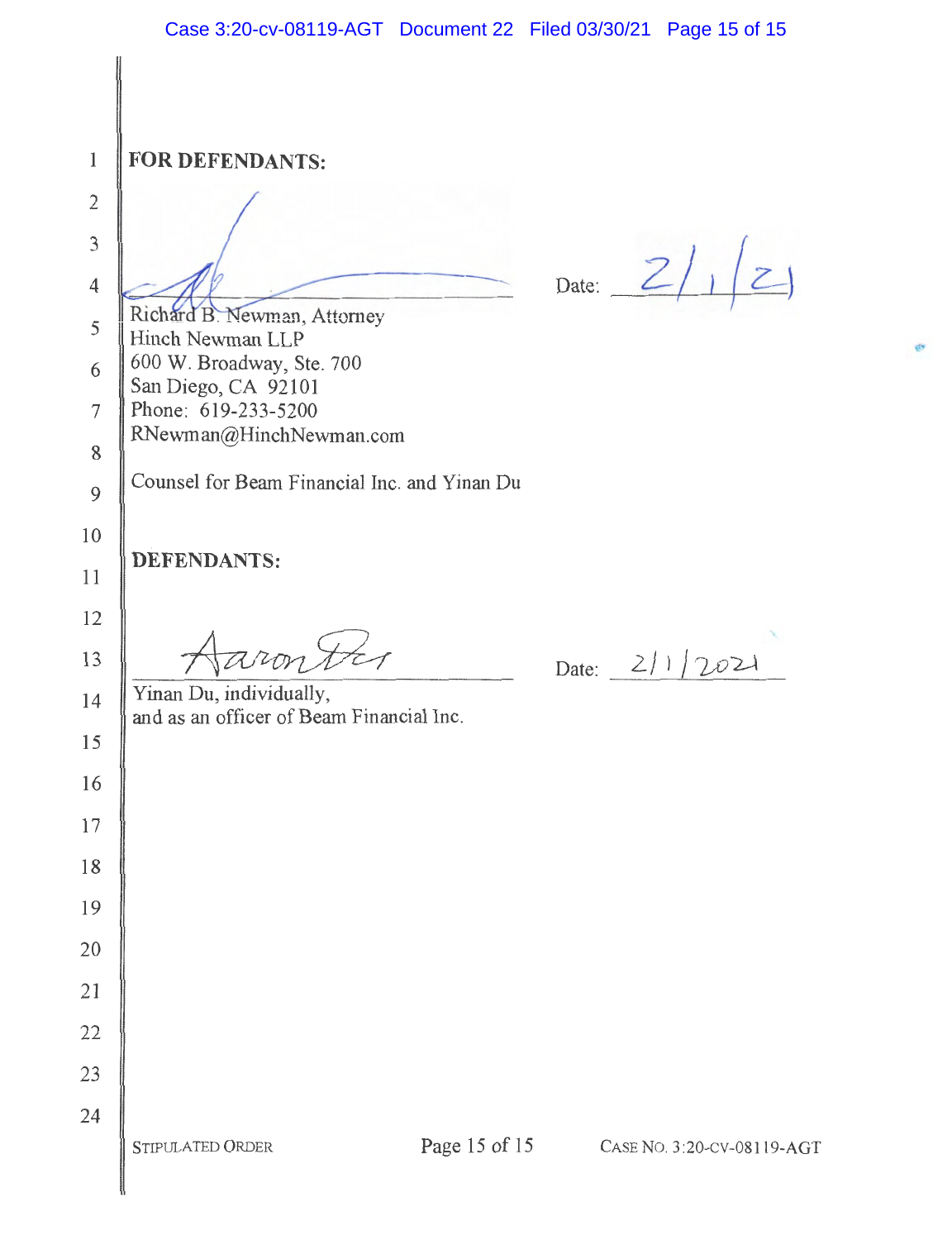**FOR DEFENDANTS:**

\_\_\_\_\_\_\_\_\_\_\_\_\_\_\_\_\_\_\_\_\_\_\_\_\_\_\_\_\_\_ Date: 2/1/21

Richard B. Newman, Attorney
Hinch Newman LLP
600 W. Broadway, Ste. 700
San Diego, CA 92101
Phone: 619-233-5200
RNewman@HinchNewman.com

Counsel for Beam Financial Inc. and Yinan Du

**DEFENDANTS:**

\_\_\_\_\_\_\_\_\_\_\_\_\_\_\_\_\_\_\_\_\_\_\_\_\_\_\_\_\_\_ Date: 2/1/2021

Yinan Du, individually,
and as an officer of Beam Financial Inc.